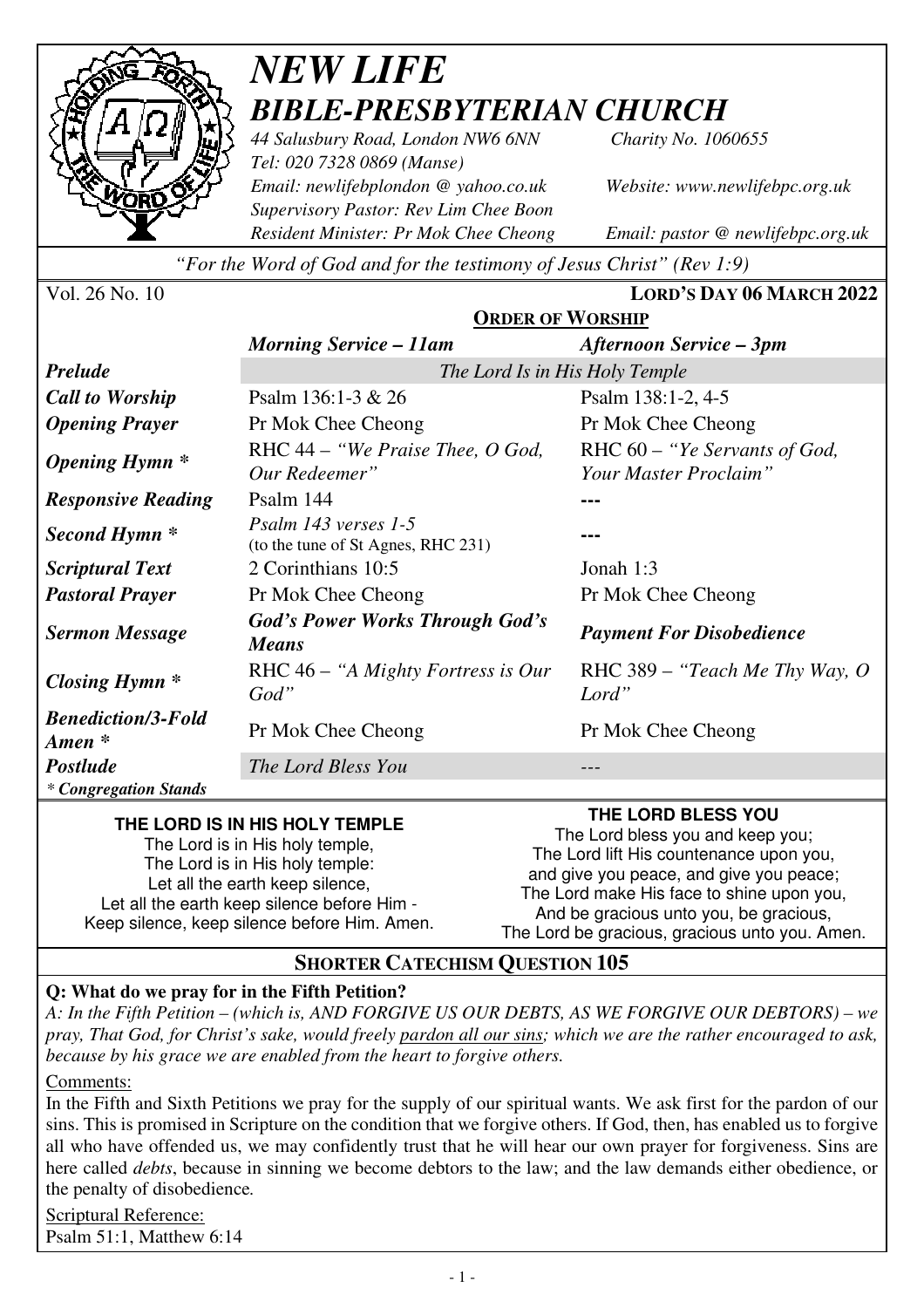# *NEW LIFE*
## *BIBLE-PRESBYTERIAN CHURCH*

*44 Salusbury Road, London NW6 6NN* *Charity No. 1060655*
*Tel: 020 7328 0869 (Manse)*
*Email: newlifebplondon @ yahoo.co.uk* *Website: www.newlifebpc.org.uk*
*Supervisory Pastor: Rev Lim Chee Boon*
*Resident Minister: Pr Mok Chee Cheong* *Email: pastor @ newlifebpc.org.uk*

*"For the Word of God and for the testimony of Jesus Christ" (Rev 1:9)*

Vol. 26 No. 10 **LORD'S DAY 06 MARCH 2022**

**ORDER OF WORSHIP**

| | *Morning Service – 11am* | *Afternoon Service – 3pm* |
|---|---|---|
| ***Prelude*** | *The Lord Is in His Holy Temple* | |
| ***Call to Worship*** | Psalm 136:1-3 & 26 | Psalm 138:1-2, 4-5 |
| ***Opening Prayer*** | Pr Mok Chee Cheong | Pr Mok Chee Cheong |
| ***Opening Hymn \**** | RHC 44 – *"We Praise Thee, O God, Our Redeemer"* | RHC 60 – *"Ye Servants of God, Your Master Proclaim"* |
| ***Responsive Reading*** | Psalm 144 | --- |
| ***Second Hymn \**** | *Psalm 143 verses 1-5* (to the tune of St Agnes, RHC 231) | --- |
| ***Scriptural Text*** | 2 Corinthians 10:5 | Jonah 1:3 |
| ***Pastoral Prayer*** | Pr Mok Chee Cheong | Pr Mok Chee Cheong |
| ***Sermon Message*** | ***God's Power Works Through God's Means*** | ***Payment For Disobedience*** |
| ***Closing Hymn \**** | RHC 46 – *"A Mighty Fortress is Our God"* | RHC 389 – *"Teach Me Thy Way, O Lord"* |
| ***Benediction/3-Fold Amen \**** | Pr Mok Chee Cheong | Pr Mok Chee Cheong |
| ***Postlude*** | *The Lord Bless You* | --- |

*\* Congregation Stands*

**THE LORD IS IN HIS HOLY TEMPLE**

The Lord is in His holy temple,
The Lord is in His holy temple:
Let all the earth keep silence,
Let all the earth keep silence before Him -
Keep silence, keep silence before Him. Amen.

**THE LORD BLESS YOU**

The Lord bless you and keep you;
The Lord lift His countenance upon you,
and give you peace, and give you peace;
The Lord make His face to shine upon you,
And be gracious unto you, be gracious,
The Lord be gracious, gracious unto you. Amen.

## SHORTER CATECHISM QUESTION 105

**Q: What do we pray for in the Fifth Petition?**

*A: In the Fifth Petition – (which is, AND FORGIVE US OUR DEBTS, AS WE FORGIVE OUR DEBTORS) – we pray, That God, for Christ's sake, would freely pardon all our sins; which we are the rather encouraged to ask, because by his grace we are enabled from the heart to forgive others.*

Comments:

In the Fifth and Sixth Petitions we pray for the supply of our spiritual wants. We ask first for the pardon of our sins. This is promised in Scripture on the condition that we forgive others. If God, then, has enabled us to forgive all who have offended us, we may confidently trust that he will hear our own prayer for forgiveness. Sins are here called *debts*, because in sinning we become debtors to the law; and the law demands either obedience, or the penalty of disobedience.

Scriptural Reference:

Psalm 51:1, Matthew 6:14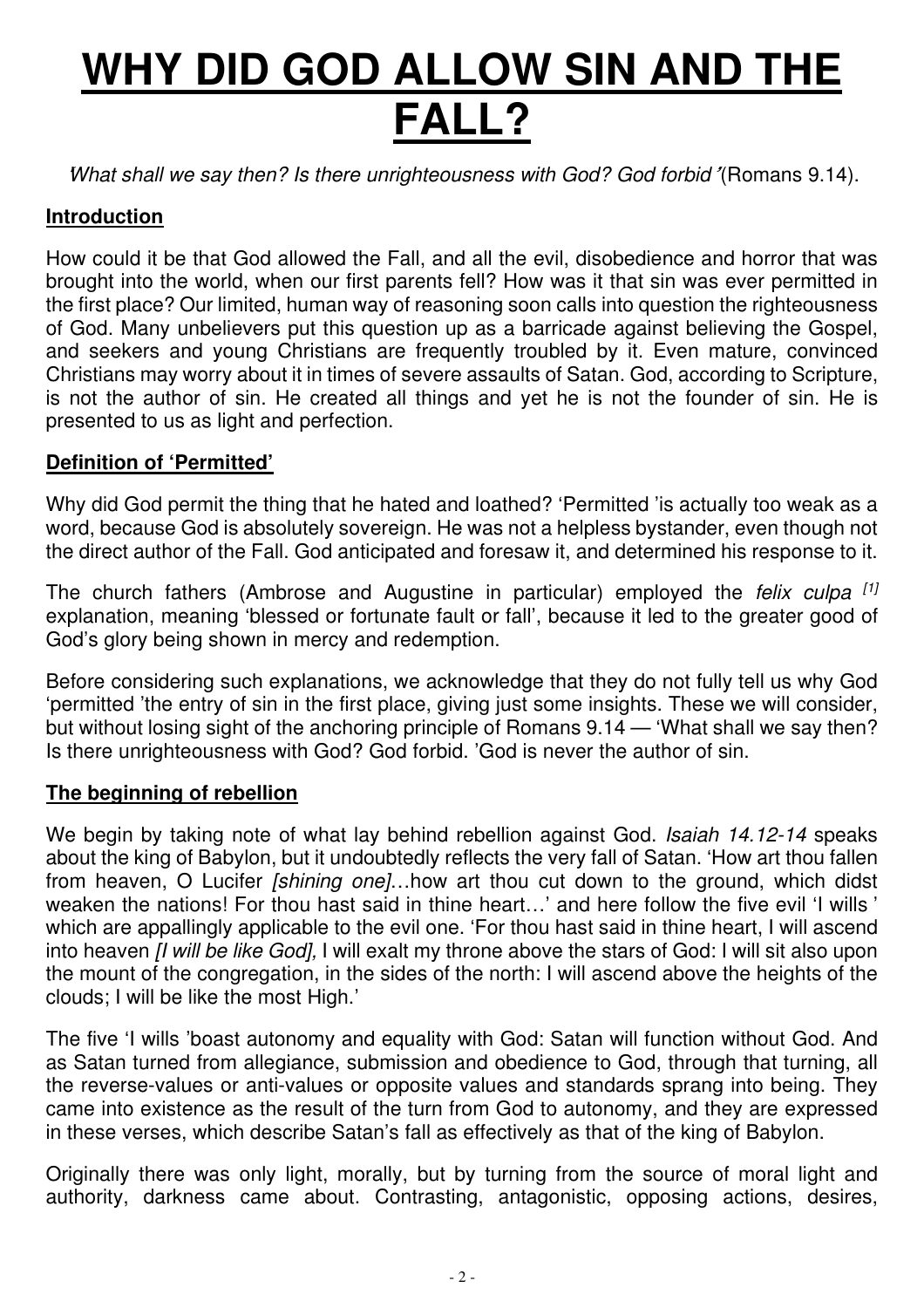# WHY DID GOD ALLOW SIN AND THE FALL?

*'What shall we say then? Is there unrighteousness with God? God forbid'* (Romans 9.14).

## Introduction

How could it be that God allowed the Fall, and all the evil, disobedience and horror that was brought into the world, when our first parents fell? How was it that sin was ever permitted in the first place? Our limited, human way of reasoning soon calls into question the righteousness of God. Many unbelievers put this question up as a barricade against believing the Gospel, and seekers and young Christians are frequently troubled by it. Even mature, convinced Christians may worry about it in times of severe assaults of Satan. God, according to Scripture, is not the author of sin. He created all things and yet he is not the founder of sin. He is presented to us as light and perfection.

## Definition of 'Permitted'

Why did God permit the thing that he hated and loathed? 'Permitted' is actually too weak as a word, because God is absolutely sovereign. He was not a helpless bystander, even though not the direct author of the Fall. God anticipated and foresaw it, and determined his response to it.

The church fathers (Ambrose and Augustine in particular) employed the *felix culpa* [1] explanation, meaning 'blessed or fortunate fault or fall', because it led to the greater good of God's glory being shown in mercy and redemption.

Before considering such explanations, we acknowledge that they do not fully tell us why God 'permitted' the entry of sin in the first place, giving just some insights. These we will consider, but without losing sight of the anchoring principle of Romans 9.14 — 'What shall we say then? Is there unrighteousness with God? God forbid.' God is never the author of sin.

## The beginning of rebellion

We begin by taking note of what lay behind rebellion against God. *Isaiah 14.12-14* speaks about the king of Babylon, but it undoubtedly reflects the very fall of Satan. 'How art thou fallen from heaven, O Lucifer *[shining one]*…how art thou cut down to the ground, which didst weaken the nations! For thou hast said in thine heart…' and here follow the five evil 'I wills' which are appallingly applicable to the evil one. 'For thou hast said in thine heart, I will ascend into heaven *[I will be like God],* I will exalt my throne above the stars of God: I will sit also upon the mount of the congregation, in the sides of the north: I will ascend above the heights of the clouds; I will be like the most High.'

The five 'I wills' boast autonomy and equality with God: Satan will function without God. And as Satan turned from allegiance, submission and obedience to God, through that turning, all the reverse-values or anti-values or opposite values and standards sprang into being. They came into existence as the result of the turn from God to autonomy, and they are expressed in these verses, which describe Satan's fall as effectively as that of the king of Babylon.

Originally there was only light, morally, but by turning from the source of moral light and authority, darkness came about. Contrasting, antagonistic, opposing actions, desires,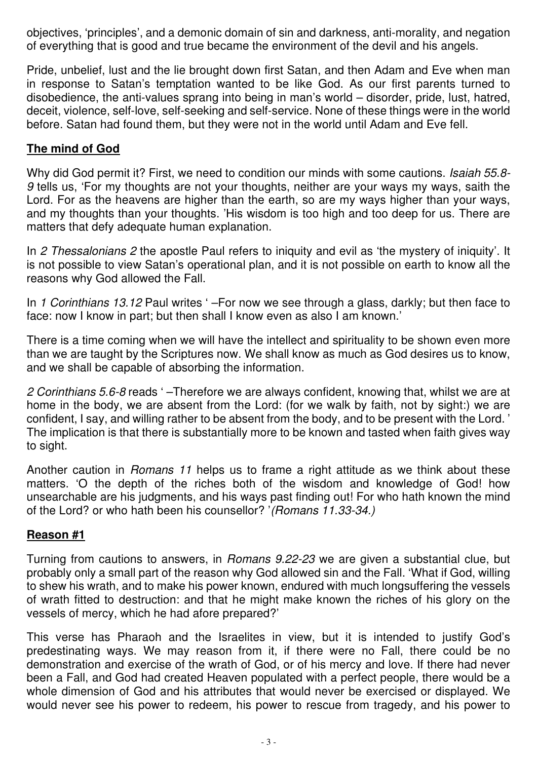objectives, 'principles', and a demonic domain of sin and darkness, anti-morality, and negation of everything that is good and true became the environment of the devil and his angels.

Pride, unbelief, lust and the lie brought down first Satan, and then Adam and Eve when man in response to Satan's temptation wanted to be like God. As our first parents turned to disobedience, the anti-values sprang into being in man's world – disorder, pride, lust, hatred, deceit, violence, self-love, self-seeking and self-service. None of these things were in the world before. Satan had found them, but they were not in the world until Adam and Eve fell.

## The mind of God

Why did God permit it? First, we need to condition our minds with some cautions. *Isaiah 55.8-9* tells us, 'For my thoughts are not your thoughts, neither are your ways my ways, saith the Lord. For as the heavens are higher than the earth, so are my ways higher than your ways, and my thoughts than your thoughts. 'His wisdom is too high and too deep for us. There are matters that defy adequate human explanation.

In *2 Thessalonians 2* the apostle Paul refers to iniquity and evil as 'the mystery of iniquity'. It is not possible to view Satan's operational plan, and it is not possible on earth to know all the reasons why God allowed the Fall.

In *1 Corinthians 13.12* Paul writes ' –For now we see through a glass, darkly; but then face to face: now I know in part; but then shall I know even as also I am known.'

There is a time coming when we will have the intellect and spirituality to be shown even more than we are taught by the Scriptures now. We shall know as much as God desires us to know, and we shall be capable of absorbing the information.

*2 Corinthians 5.6-8* reads ' –Therefore we are always confident, knowing that, whilst we are at home in the body, we are absent from the Lord: (for we walk by faith, not by sight:) we are confident, I say, and willing rather to be absent from the body, and to be present with the Lord. ' The implication is that there is substantially more to be known and tasted when faith gives way to sight.

Another caution in *Romans 11* helps us to frame a right attitude as we think about these matters. 'O the depth of the riches both of the wisdom and knowledge of God! how unsearchable are his judgments, and his ways past finding out! For who hath known the mind of the Lord? or who hath been his counsellor? '*(Romans 11.33-34.)*

## Reason #1

Turning from cautions to answers, in *Romans 9.22-23* we are given a substantial clue, but probably only a small part of the reason why God allowed sin and the Fall. 'What if God, willing to shew his wrath, and to make his power known, endured with much longsuffering the vessels of wrath fitted to destruction: and that he might make known the riches of his glory on the vessels of mercy, which he had afore prepared?'

This verse has Pharaoh and the Israelites in view, but it is intended to justify God's predestinating ways. We may reason from it, if there were no Fall, there could be no demonstration and exercise of the wrath of God, or of his mercy and love. If there had never been a Fall, and God had created Heaven populated with a perfect people, there would be a whole dimension of God and his attributes that would never be exercised or displayed. We would never see his power to redeem, his power to rescue from tragedy, and his power to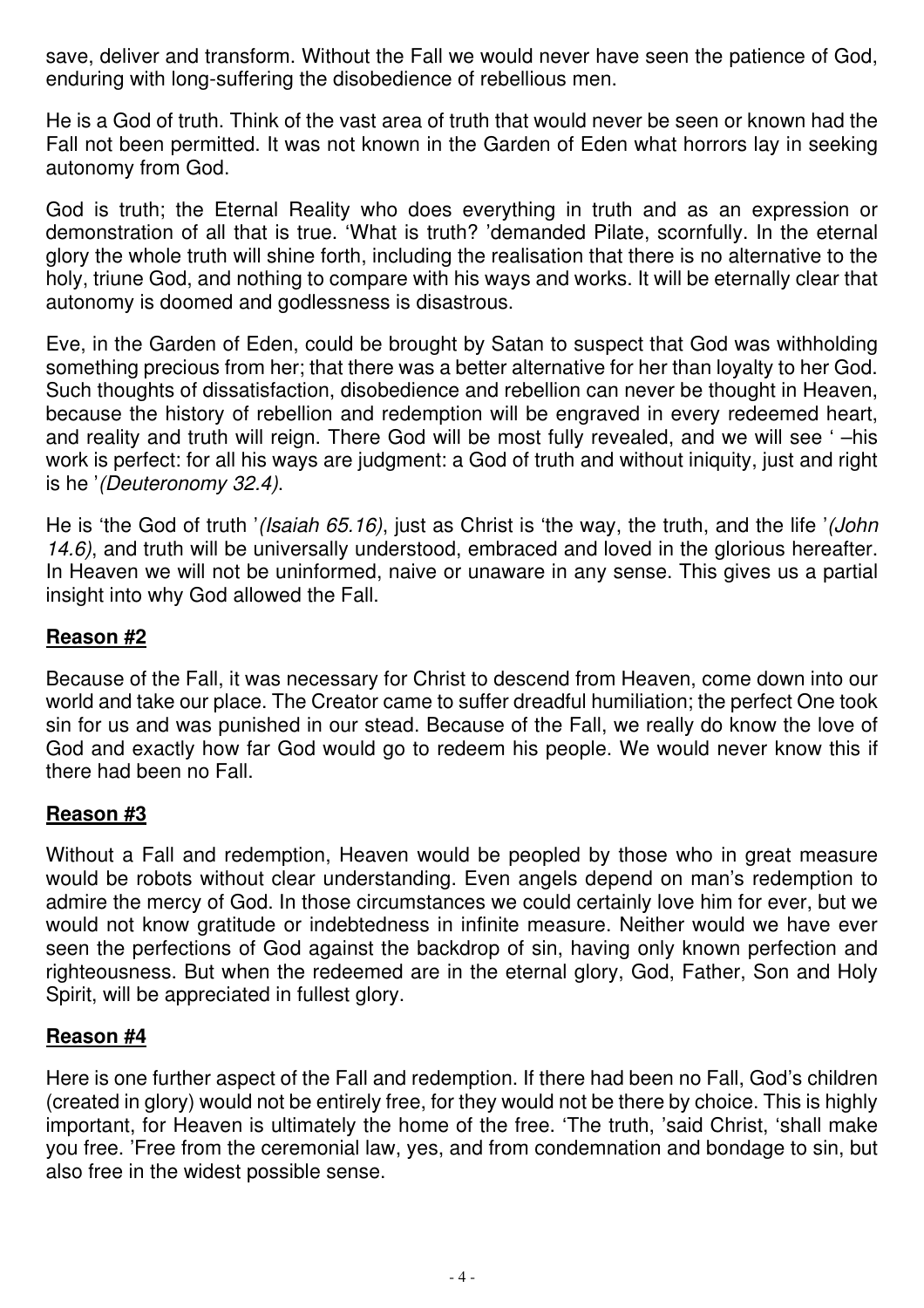save, deliver and transform. Without the Fall we would never have seen the patience of God, enduring with long-suffering the disobedience of rebellious men.

He is a God of truth. Think of the vast area of truth that would never be seen or known had the Fall not been permitted. It was not known in the Garden of Eden what horrors lay in seeking autonomy from God.

God is truth; the Eternal Reality who does everything in truth and as an expression or demonstration of all that is true. 'What is truth? 'demanded Pilate, scornfully. In the eternal glory the whole truth will shine forth, including the realisation that there is no alternative to the holy, triune God, and nothing to compare with his ways and works. It will be eternally clear that autonomy is doomed and godlessness is disastrous.

Eve, in the Garden of Eden, could be brought by Satan to suspect that God was withholding something precious from her; that there was a better alternative for her than loyalty to her God. Such thoughts of dissatisfaction, disobedience and rebellion can never be thought in Heaven, because the history of rebellion and redemption will be engraved in every redeemed heart, and reality and truth will reign. There God will be most fully revealed, and we will see ' –his work is perfect: for all his ways are judgment: a God of truth and without iniquity, just and right is he '*(Deuteronomy 32.4)*.

He is 'the God of truth '*(Isaiah 65.16)*, just as Christ is 'the way, the truth, and the life '*(John 14.6)*, and truth will be universally understood, embraced and loved in the glorious hereafter. In Heaven we will not be uninformed, naive or unaware in any sense. This gives us a partial insight into why God allowed the Fall.

## Reason #2

Because of the Fall, it was necessary for Christ to descend from Heaven, come down into our world and take our place. The Creator came to suffer dreadful humiliation; the perfect One took sin for us and was punished in our stead. Because of the Fall, we really do know the love of God and exactly how far God would go to redeem his people. We would never know this if there had been no Fall.

## Reason #3

Without a Fall and redemption, Heaven would be peopled by those who in great measure would be robots without clear understanding. Even angels depend on man's redemption to admire the mercy of God. In those circumstances we could certainly love him for ever, but we would not know gratitude or indebtedness in infinite measure. Neither would we have ever seen the perfections of God against the backdrop of sin, having only known perfection and righteousness. But when the redeemed are in the eternal glory, God, Father, Son and Holy Spirit, will be appreciated in fullest glory.

## Reason #4

Here is one further aspect of the Fall and redemption. If there had been no Fall, God's children (created in glory) would not be entirely free, for they would not be there by choice. This is highly important, for Heaven is ultimately the home of the free. 'The truth, 'said Christ, 'shall make you free. 'Free from the ceremonial law, yes, and from condemnation and bondage to sin, but also free in the widest possible sense.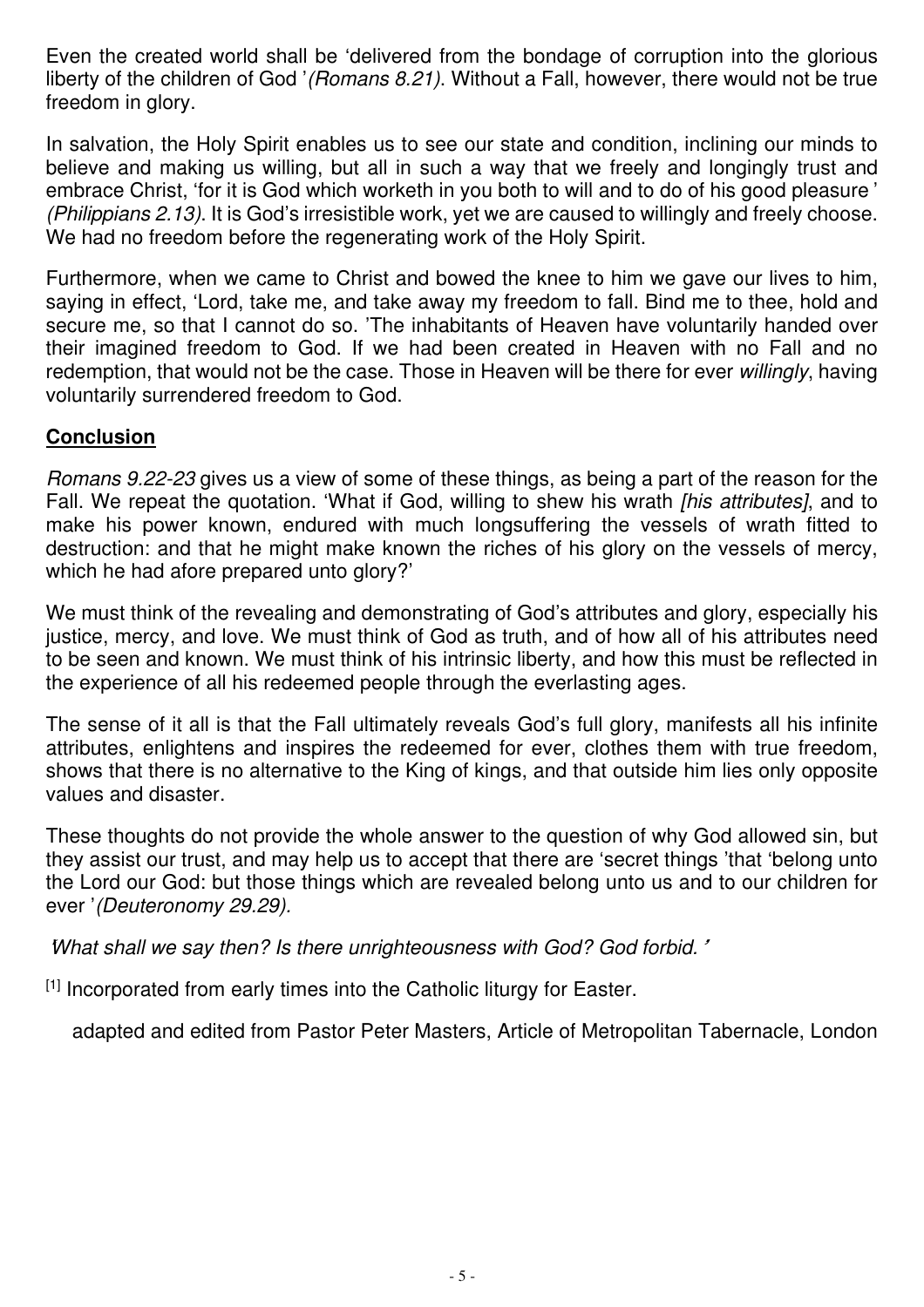Even the created world shall be 'delivered from the bondage of corruption into the glorious liberty of the children of God '*(Romans 8.21)*. Without a Fall, however, there would not be true freedom in glory.

In salvation, the Holy Spirit enables us to see our state and condition, inclining our minds to believe and making us willing, but all in such a way that we freely and longingly trust and embrace Christ, 'for it is God which worketh in you both to will and to do of his good pleasure ' *(Philippians 2.13)*. It is God's irresistible work, yet we are caused to willingly and freely choose. We had no freedom before the regenerating work of the Holy Spirit.

Furthermore, when we came to Christ and bowed the knee to him we gave our lives to him, saying in effect, 'Lord, take me, and take away my freedom to fall. Bind me to thee, hold and secure me, so that I cannot do so. 'The inhabitants of Heaven have voluntarily handed over their imagined freedom to God. If we had been created in Heaven with no Fall and no redemption, that would not be the case. Those in Heaven will be there for ever *willingly*, having voluntarily surrendered freedom to God.

## **Conclusion**

*Romans 9.22-23* gives us a view of some of these things, as being a part of the reason for the Fall. We repeat the quotation. 'What if God, willing to shew his wrath *[his attributes]*, and to make his power known, endured with much longsuffering the vessels of wrath fitted to destruction: and that he might make known the riches of his glory on the vessels of mercy, which he had afore prepared unto glory?'

We must think of the revealing and demonstrating of God's attributes and glory, especially his justice, mercy, and love. We must think of God as truth, and of how all of his attributes need to be seen and known. We must think of his intrinsic liberty, and how this must be reflected in the experience of all his redeemed people through the everlasting ages.

The sense of it all is that the Fall ultimately reveals God's full glory, manifests all his infinite attributes, enlightens and inspires the redeemed for ever, clothes them with true freedom, shows that there is no alternative to the King of kings, and that outside him lies only opposite values and disaster.

These thoughts do not provide the whole answer to the question of why God allowed sin, but they assist our trust, and may help us to accept that there are 'secret things 'that 'belong unto the Lord our God: but those things which are revealed belong unto us and to our children for ever '*(Deuteronomy 29.29).*

*'What shall we say then? Is there unrighteousness with God? God forbid.'*

[1] Incorporated from early times into the Catholic liturgy for Easter.

adapted and edited from Pastor Peter Masters, Article of Metropolitan Tabernacle, London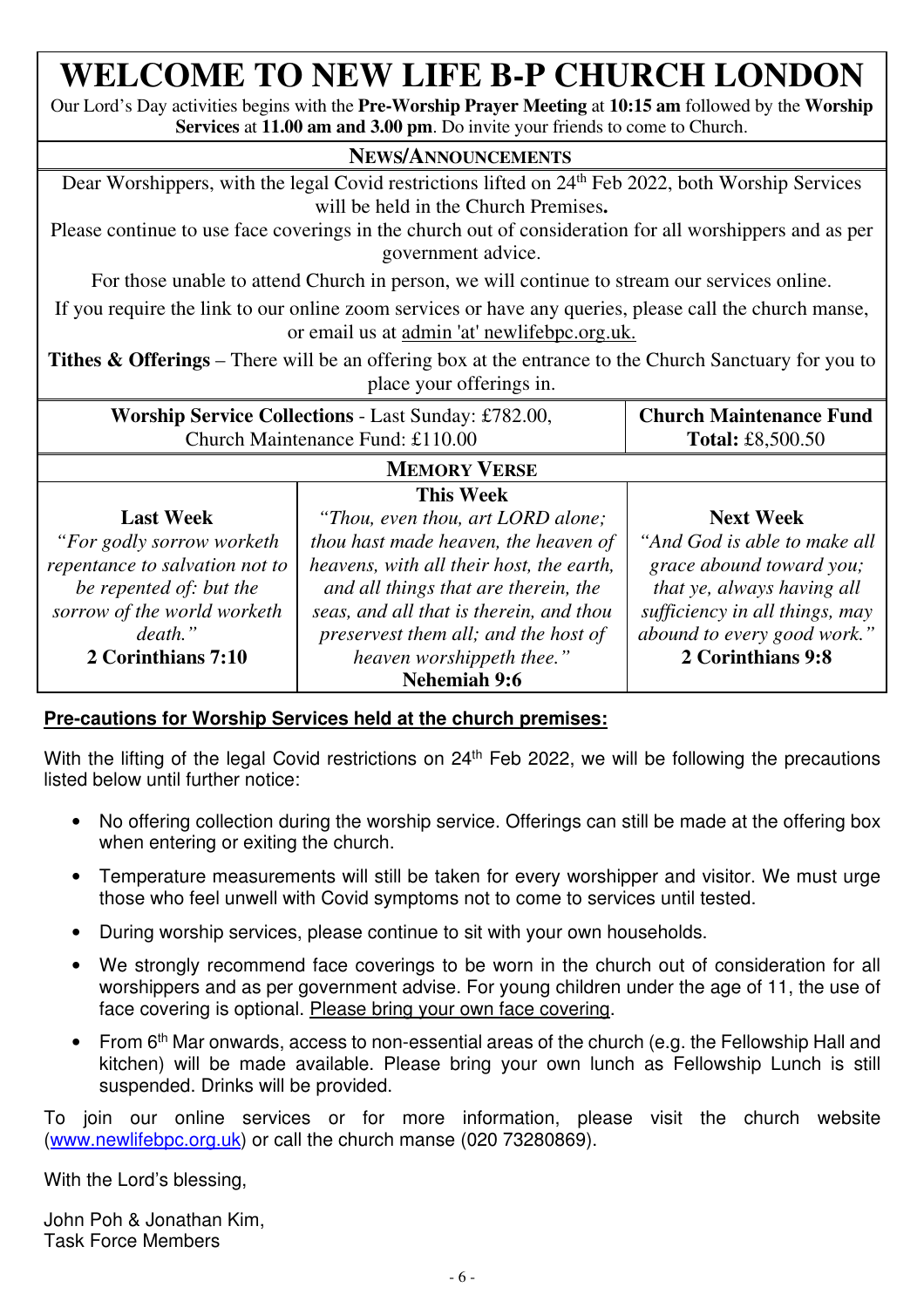# WELCOME TO NEW LIFE B-P CHURCH LONDON

Our Lord's Day activities begins with the **Pre-Worship Prayer Meeting** at **10:15 am** followed by the **Worship Services** at **11.00 am and 3.00 pm**. Do invite your friends to come to Church.

## NEWS/ANNOUNCEMENTS

Dear Worshippers, with the legal Covid restrictions lifted on 24th Feb 2022, both Worship Services will be held in the Church Premises**.**

Please continue to use face coverings in the church out of consideration for all worshippers and as per government advice.

For those unable to attend Church in person, we will continue to stream our services online.

If you require the link to our online zoom services or have any queries, please call the church manse, or email us at admin 'at' newlifebpc.org.uk.

**Tithes & Offerings** – There will be an offering box at the entrance to the Church Sanctuary for you to place your offerings in.

| | |
|---|---|
| **Worship Service Collections** - Last Sunday: £782.00, Church Maintenance Fund: £110.00 | **Church Maintenance Fund Total:** £8,500.50 |

## MEMORY VERSE

| Last Week | This Week | Next Week |
|---|---|---|
| *"For godly sorrow worketh repentance to salvation not to be repented of: but the sorrow of the world worketh death."* **2 Corinthians 7:10** | *"Thou, even thou, art LORD alone; thou hast made heaven, the heaven of heavens, with all their host, the earth, and all things that are therein, the seas, and all that is therein, and thou preservest them all; and the host of heaven worshippeth thee."* **Nehemiah 9:6** | *"And God is able to make all grace abound toward you; that ye, always having all sufficiency in all things, may abound to every good work."* **2 Corinthians 9:8** |

**Pre-cautions for Worship Services held at the church premises:**

With the lifting of the legal Covid restrictions on 24th Feb 2022, we will be following the precautions listed below until further notice:

- No offering collection during the worship service. Offerings can still be made at the offering box when entering or exiting the church.
- Temperature measurements will still be taken for every worshipper and visitor. We must urge those who feel unwell with Covid symptoms not to come to services until tested.
- During worship services, please continue to sit with your own households.
- We strongly recommend face coverings to be worn in the church out of consideration for all worshippers and as per government advise. For young children under the age of 11, the use of face covering is optional. Please bring your own face covering.
- From 6th Mar onwards, access to non-essential areas of the church (e.g. the Fellowship Hall and kitchen) will be made available. Please bring your own lunch as Fellowship Lunch is still suspended. Drinks will be provided.

To join our online services or for more information, please visit the church website (www.newlifebpc.org.uk) or call the church manse (020 73280869).

With the Lord's blessing,

John Poh & Jonathan Kim,
Task Force Members